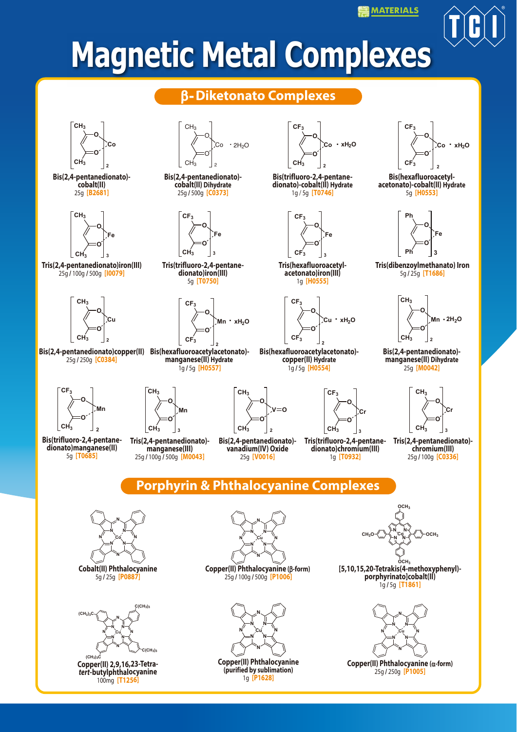MATERIALS

# Magnetic Metal Complexes

## β-Diketonato Complexes

**Bis(2,4-pentanedionato)-cobalt(II)**
25g [B2681]

**Bis(2,4-pentanedionato)-cobalt(II) Dihydrate**
25g / 500g [C0373]

**Bis(trifluoro-2,4-pentane-dionato)-cobalt(II) Hydrate**
1g / 5g [T0746]

**Bis(hexafluoroacetyl-acetonato)-cobalt(II) Hydrate**
5g [H0553]

**Tris(2,4-pentanedionato)iron(III)**
25g / 100g / 500g [I0079]

**Tris(trifluoro-2,4-pentane-dionato)iron(III)**
5g [T0750]

**Tris(hexafluoroacetyl-acetonato)iron(III)**
1g [H0555]

**Tris(dibenzoylmethanato) Iron**
5g / 25g [T1686]

**Bis(2,4-pentanedionato)copper(II)**
25g / 250g [C0384]

**Bis(hexafluoroacetylacetonato)-manganese(II) Hydrate**
1g / 5g [H0557]

**Bis(hexafluoroacetylacetonato)-copper(II) Hydrate**
1g / 5g [H0554]

**Bis(2,4-pentanedionato)-manganese(II) Dihydrate**
25g [M0042]

**Bis(trifluoro-2,4-pentane-dionato)manganese(II)**
5g [T0685]

**Tris(2,4-pentanedionato)-manganese(III)**
25g / 100g / 500g [M0043]

**Bis(2,4-pentanedionato)-vanadium(IV) Oxide**
25g [V0016]

**Tris(trifluoro-2,4-pentane-dionato)chromium(III)**
1g [T0932]

**Tris(2,4-pentanedionato)-chromium(III)**
25g / 100g [C0336]

## Porphyrin & Phthalocyanine Complexes

**Cobalt(II) Phthalocyanine**
5g / 25g [P0887]

**Copper(II) Phthalocyanine (β-form)**
25g / 100g / 500g [P1006]

**[5,10,15,20-Tetrakis(4-methoxyphenyl)-porphyrinato]cobalt(II)**
1g / 5g [T1861]

**Copper(II) 2,9,16,23-Tetra-*tert*-butylphthalocyanine**
100mg [T1256]

**Copper(II) Phthalocyanine (purified by sublimation)**
1g [P1628]

**Copper(II) Phthalocyanine (α-form)**
25g / 250g [P1005]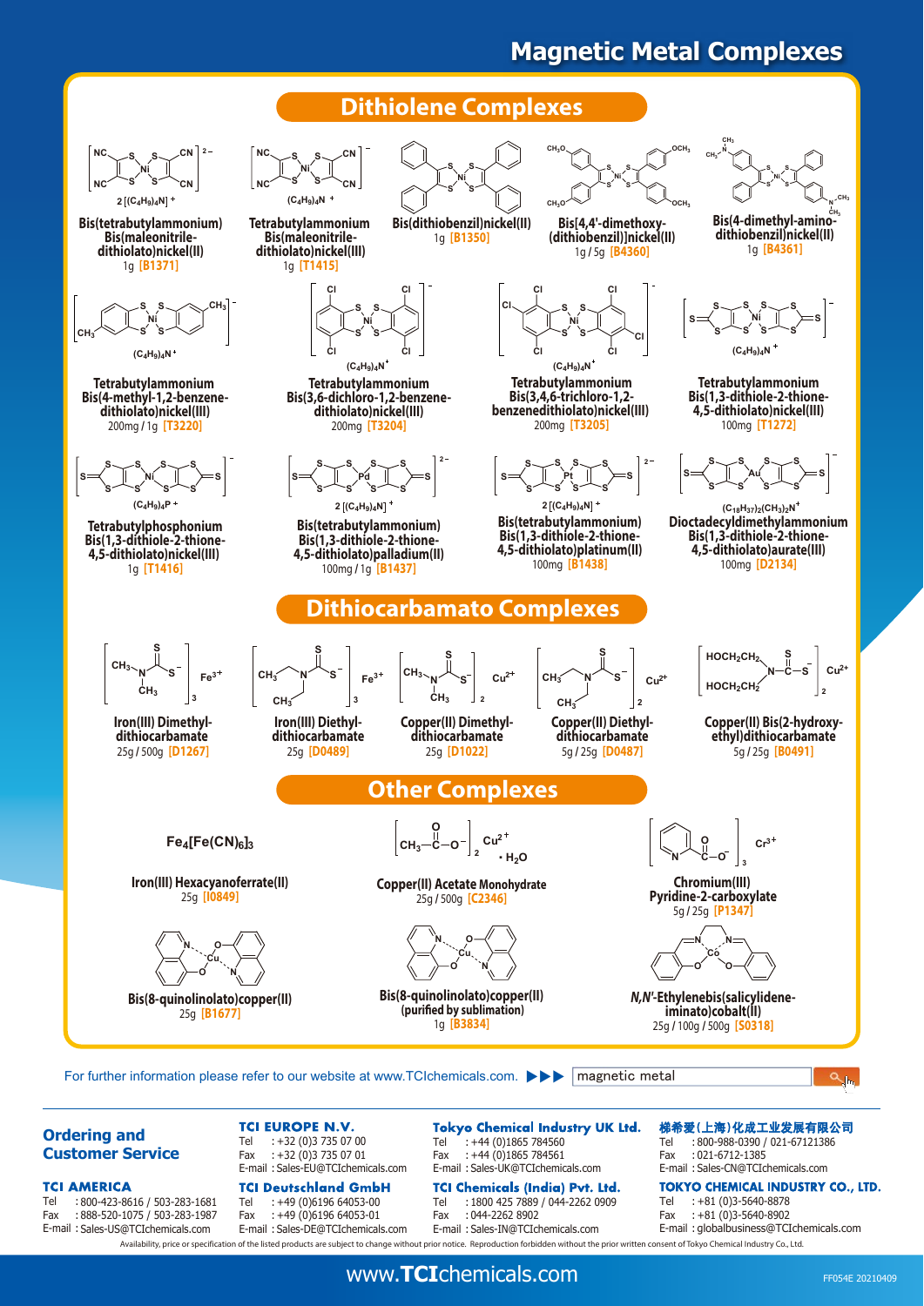# Magnetic Metal Complexes

## Dithiolene Complexes

**Bis(tetrabutylammonium) Bis(maleonitrile-dithiolato)nickel(II)**
1g [B1371]

**Tetrabutylammonium Bis(maleonitrile-dithiolato)nickel(III)**
1g [T1415]

**Bis(dithiobenzil)nickel(II)**
1g [B1350]

**Bis[4,4'-dimethoxy-(dithiobenzil)]nickel(II)**
1g / 5g [B4360]

**Bis(4-dimethyl-amino-dithiobenzil)nickel(II)**
1g [B4361]

**Tetrabutylammonium Bis(4-methyl-1,2-benzene-dithiolato)nickel(III)**
200mg / 1g [T3220]

**Tetrabutylammonium Bis(3,6-dichloro-1,2-benzene-dithiolato)nickel(III)**
200mg [T3204]

**Tetrabutylammonium Bis(3,4,6-trichloro-1,2-benzenedithiolato)nickel(III)**
200mg [T3205]

**Tetrabutylammonium Bis(1,3-dithiole-2-thione-4,5-dithiolato)nickel(III)**
100mg [T1272]

**Tetrabutylphosphonium Bis(1,3-dithiole-2-thione-4,5-dithiolato)nickel(III)**
1g [T1416]

**Bis(tetrabutylammonium) Bis(1,3-dithiole-2-thione-4,5-dithiolato)palladium(II)**
100mg / 1g [B1437]

**Bis(tetrabutylammonium) Bis(1,3-dithiole-2-thione-4,5-dithiolato)platinum(II)**
100mg [B1438]

**Dioctadecyldimethylammonium Bis(1,3-dithiole-2-thione-4,5-dithiolato)aurate(III)**
100mg [D2134]

## Dithiocarbamato Complexes

**Iron(III) Dimethyl-dithiocarbamate**
25g / 500g [D1267]

**Iron(III) Diethyl-dithiocarbamate**
25g [D0489]

**Copper(II) Dimethyl-dithiocarbamate**
25g [D1022]

**Copper(II) Diethyl-dithiocarbamate**
5g / 25g [D0487]

**Copper(II) Bis(2-hydroxy-ethyl)dithiocarbamate**
5g / 25g [B0491]

## Other Complexes

$Fe_4[Fe(CN)_6]_3$

**Iron(III) Hexacyanoferrate(II)**
25g [I0849]

**Copper(II) Acetate Monohydrate**
25g / 500g [C2346]

**Chromium(III) Pyridine-2-carboxylate**
5g / 25g [P1347]

**Bis(8-quinolinolato)copper(II)**
25g [B1677]

**Bis(8-quinolinolato)copper(II) (purified by sublimation)**
1g [B3834]

***N,N'*-Ethylenebis(salicylidene-iminato)cobalt(II)**
25g / 100g / 500g [S0318]

For further information please refer to our website at www.TCIchemicals.com. ▶▶▶ magnetic metal

### Ordering and Customer Service

**TCI AMERICA**
Tel : 800-423-8616 / 503-283-1681
Fax : 888-520-1075 / 503-283-1987
E-mail : Sales-US@TCIchemicals.com

**TCI EUROPE N.V.**
Tel : +32 (0)3 735 07 00
Fax : +32 (0)3 735 07 01
E-mail : Sales-EU@TCIchemicals.com

**TCI Deutschland GmbH**
Tel : +49 (0)6196 64053-00
Fax : +49 (0)6196 64053-01
E-mail : Sales-DE@TCIchemicals.com

**Tokyo Chemical Industry UK Ltd.**
Tel : +44 (0)1865 784560
Fax : +44 (0)1865 784561
E-mail : Sales-UK@TCIchemicals.com

**TCI Chemicals (India) Pvt. Ltd.**
Tel : 1800 425 7889 / 044-2262 0909
Fax : 044-2262 8902
E-mail : Sales-IN@TCIchemicals.com

**梯希爱(上海)化成工业发展有限公司**
Tel : 800-988-0390 / 021-67121386
Fax : 021-6712-1385
E-mail : Sales-CN@TCIchemicals.com

**TOKYO CHEMICAL INDUSTRY CO., LTD.**
Tel : +81 (0)3-5640-8878
Fax : +81 (0)3-5640-8902
E-mail : globalbusiness@TCIchemicals.com

Availability, price or specification of the listed products are subject to change without prior notice. Reproduction forbidden without the prior written consent of Tokyo Chemical Industry Co., Ltd.

www.TCIchemicals.com

FF054E 20210409